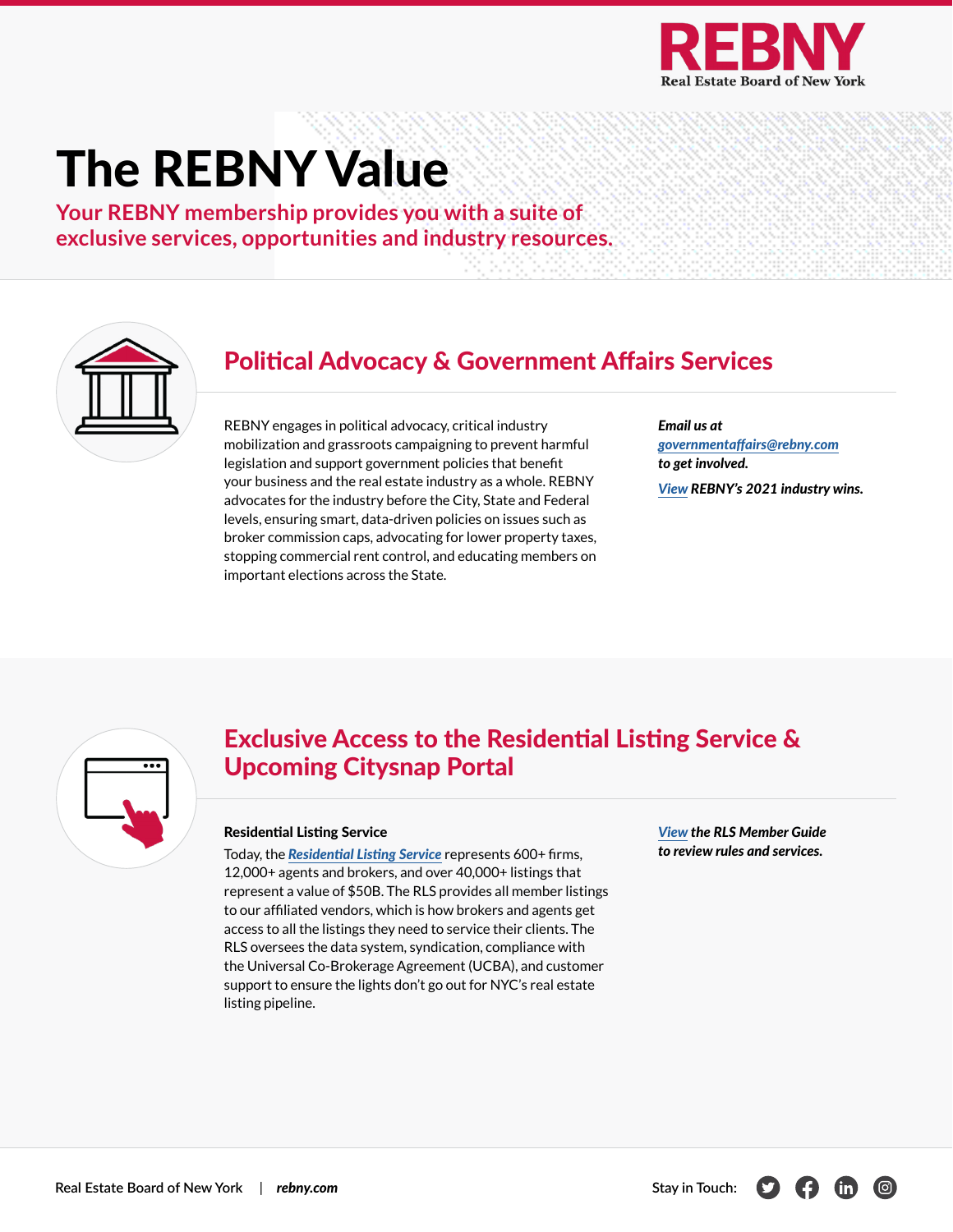REBNY

Real Estate Board of New York

# The REBNY Value

**Your REBNY membership provides you with a suite of exclusive services, opportunities and industry resources.**

## Political Advocacy & Government Affairs Services

REBNY engages in political advocacy, critical industry mobilization and grassroots campaigning to prevent harmful legislation and support government policies that benefit your business and the real estate industry as a whole. REBNY advocates for the industry before the City, State and Federal levels, ensuring smart, data-driven policies on issues such as broker commission caps, advocating for lower property taxes, stopping commercial rent control, and educating members on important elections across the State.

***Email us at governmentaffairs@rebny.com to get involved.***

***View REBNY's 2021 industry wins.***

## Exclusive Access to the Residential Listing Service & Upcoming Citysnap Portal

**Residential Listing Service**

Today, the ***Residential Listing Service*** represents 600+ firms, 12,000+ agents and brokers, and over 40,000+ listings that represent a value of $50B. The RLS provides all member listings to our affiliated vendors, which is how brokers and agents get access to all the listings they need to service their clients. The RLS oversees the data system, syndication, compliance with the Universal Co-Brokerage Agreement (UCBA), and customer support to ensure the lights don't go out for NYC's real estate listing pipeline.

***View the RLS Member Guide to review rules and services.***

Real Estate Board of New York | ***rebny.com***

Stay in Touch: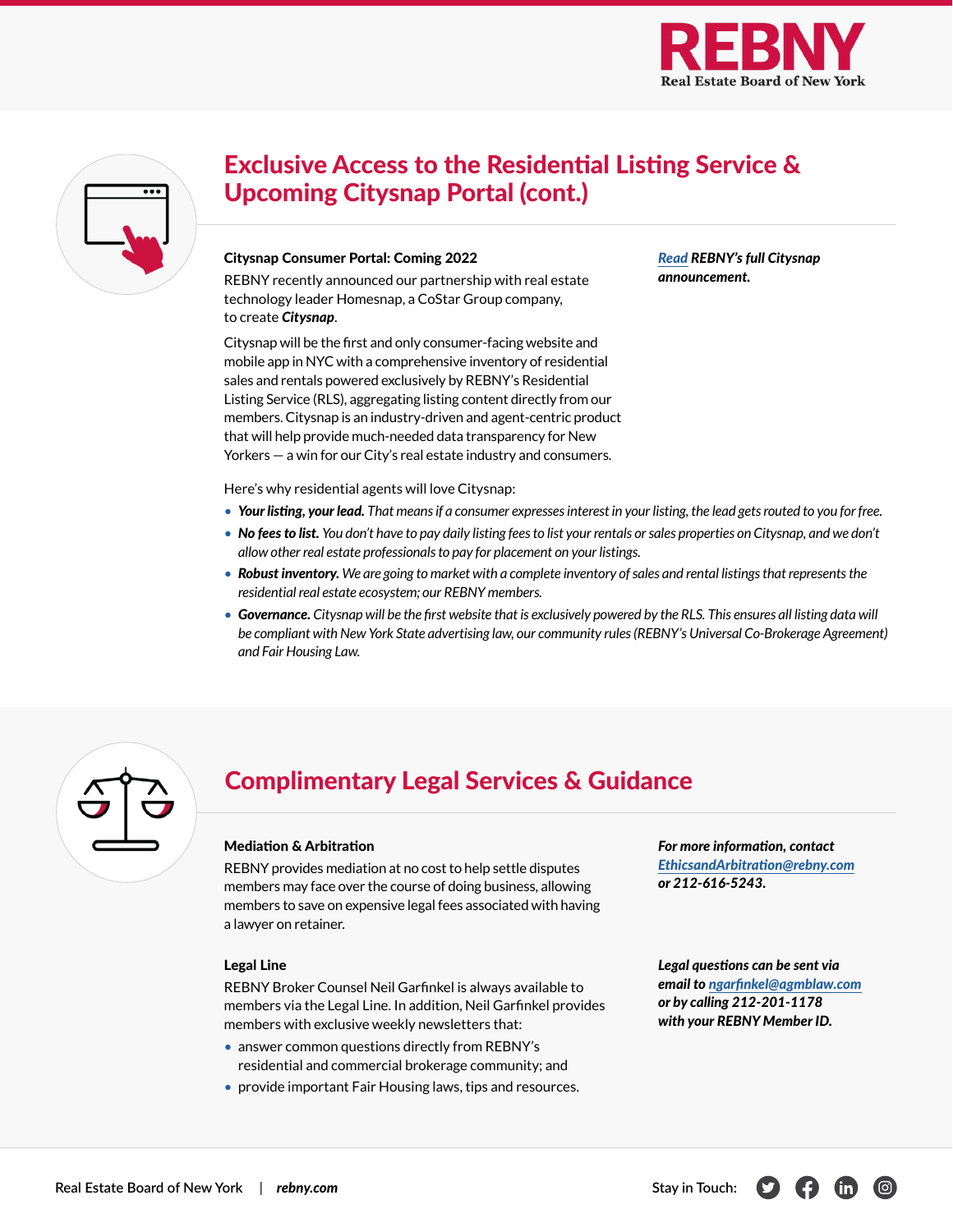## Exclusive Access to the Residential Listing Service & Upcoming Citysnap Portal (cont.)

### Citysnap Consumer Portal: Coming 2022

REBNY recently announced our partnership with real estate technology leader Homesnap, a CoStar Group company, to create ***Citysnap***.

Citysnap will be the first and only consumer-facing website and mobile app in NYC with a comprehensive inventory of residential sales and rentals powered exclusively by REBNY's Residential Listing Service (RLS), aggregating listing content directly from our members. Citysnap is an industry-driven and agent-centric product that will help provide much-needed data transparency for New Yorkers — a win for our City's real estate industry and consumers.

***Read REBNY's full Citysnap announcement.***

Here's why residential agents will love Citysnap:

- ***Your listing, your lead.*** *That means if a consumer expresses interest in your listing, the lead gets routed to you for free.*
- ***No fees to list.*** *You don't have to pay daily listing fees to list your rentals or sales properties on Citysnap, and we don't allow other real estate professionals to pay for placement on your listings.*
- ***Robust inventory.*** *We are going to market with a complete inventory of sales and rental listings that represents the residential real estate ecosystem; our REBNY members.*
- ***Governance.*** *Citysnap will be the first website that is exclusively powered by the RLS. This ensures all listing data will be compliant with New York State advertising law, our community rules (REBNY's Universal Co-Brokerage Agreement) and Fair Housing Law.*

## Complimentary Legal Services & Guidance

### Mediation & Arbitration

REBNY provides mediation at no cost to help settle disputes members may face over the course of doing business, allowing members to save on expensive legal fees associated with having a lawyer on retainer.

***For more information, contact EthicsandArbitration@rebny.com or 212-616-5243.***

### Legal Line

REBNY Broker Counsel Neil Garfinkel is always available to members via the Legal Line. In addition, Neil Garfinkel provides members with exclusive weekly newsletters that:

- answer common questions directly from REBNY's residential and commercial brokerage community; and
- provide important Fair Housing laws, tips and resources.

***Legal questions can be sent via email to ngarfinkel@agmblaw.com or by calling 212-201-1178 with your REBNY Member ID.***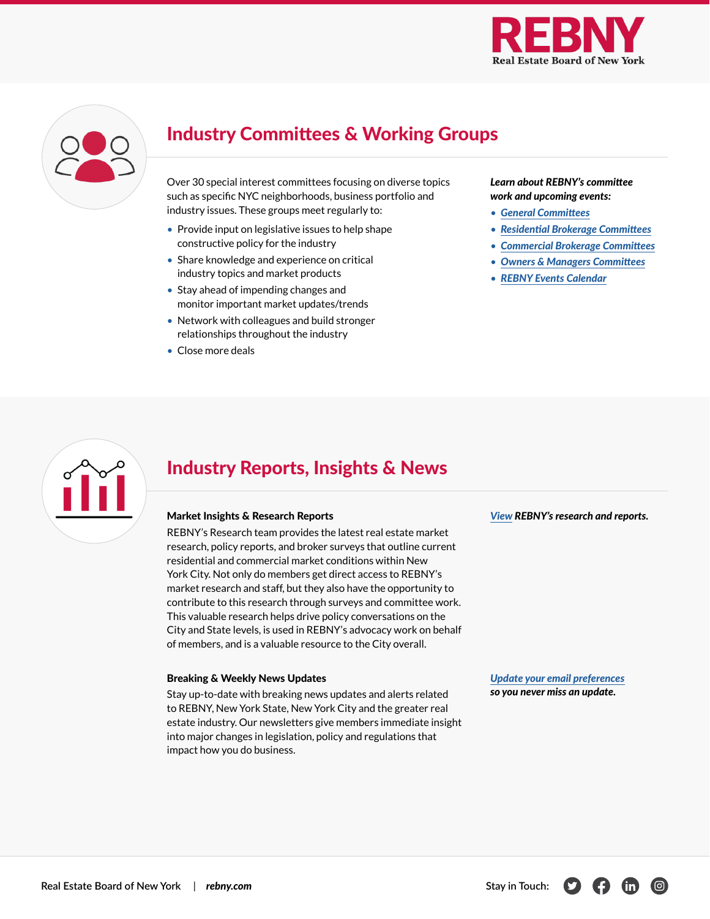## Industry Committees & Working Groups

Over 30 special interest committees focusing on diverse topics such as specific NYC neighborhoods, business portfolio and industry issues. These groups meet regularly to:

- Provide input on legislative issues to help shape constructive policy for the industry
- Share knowledge and experience on critical industry topics and market products
- Stay ahead of impending changes and monitor important market updates/trends
- Network with colleagues and build stronger relationships throughout the industry
- Close more deals

***Learn about REBNY's committee work and upcoming events:***

- *General Committees*
- *Residential Brokerage Committees*
- *Commercial Brokerage Committees*
- *Owners & Managers Committees*
- *REBNY Events Calendar*

## Industry Reports, Insights & News

**Market Insights & Research Reports**

REBNY's Research team provides the latest real estate market research, policy reports, and broker surveys that outline current residential and commercial market conditions within New York City. Not only do members get direct access to REBNY's market research and staff, but they also have the opportunity to contribute to this research through surveys and committee work. This valuable research helps drive policy conversations on the City and State levels, is used in REBNY's advocacy work on behalf of members, and is a valuable resource to the City overall.

*View* ***REBNY's research and reports.***

**Breaking & Weekly News Updates**

Stay up-to-date with breaking news updates and alerts related to REBNY, New York State, New York City and the greater real estate industry. Our newsletters give members immediate insight into major changes in legislation, policy and regulations that impact how you do business.

*Update your email preferences* ***so you never miss an update.***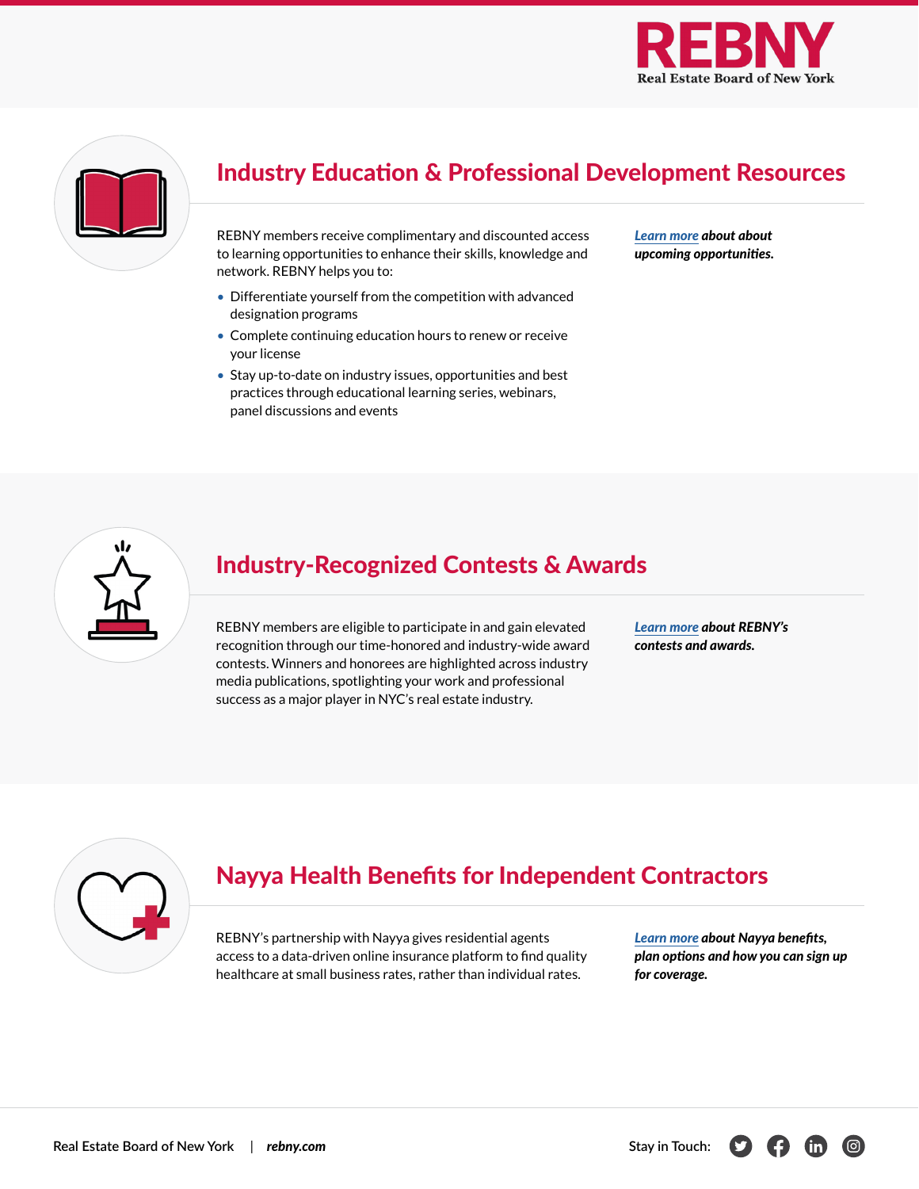## Industry Education & Professional Development Resources

REBNY members receive complimentary and discounted access to learning opportunities to enhance their skills, knowledge and network. REBNY helps you to:

- Differentiate yourself from the competition with advanced designation programs
- Complete continuing education hours to renew or receive your license
- Stay up-to-date on industry issues, opportunities and best practices through educational learning series, webinars, panel discussions and events

***Learn more about about upcoming opportunities.***

## Industry-Recognized Contests & Awards

REBNY members are eligible to participate in and gain elevated recognition through our time-honored and industry-wide award contests. Winners and honorees are highlighted across industry media publications, spotlighting your work and professional success as a major player in NYC's real estate industry.

***Learn more about REBNY's contests and awards.***

## Nayya Health Benefits for Independent Contractors

REBNY's partnership with Nayya gives residential agents access to a data-driven online insurance platform to find quality healthcare at small business rates, rather than individual rates.

***Learn more about Nayya benefits, plan options and how you can sign up for coverage.***

Real Estate Board of New York | ***rebny.com***

Stay in Touch: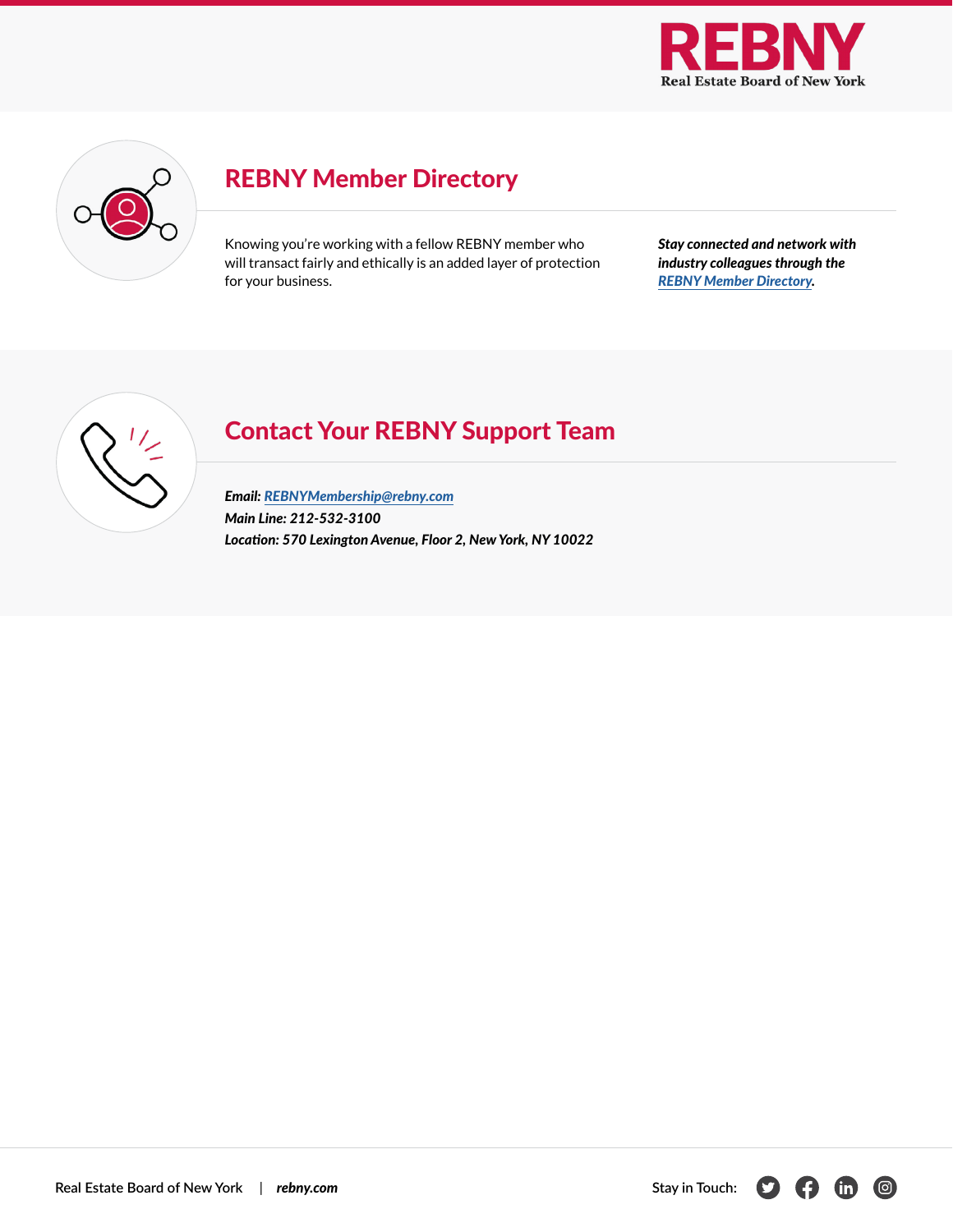## REBNY Member Directory

Knowing you're working with a fellow REBNY member who will transact fairly and ethically is an added layer of protection for your business.

***Stay connected and network with industry colleagues through the REBNY Member Directory.***

## Contact Your REBNY Support Team

***Email: REBNYMembership@rebny.com***
***Main Line: 212-532-3100***
***Location: 570 Lexington Avenue, Floor 2, New York, NY 10022***